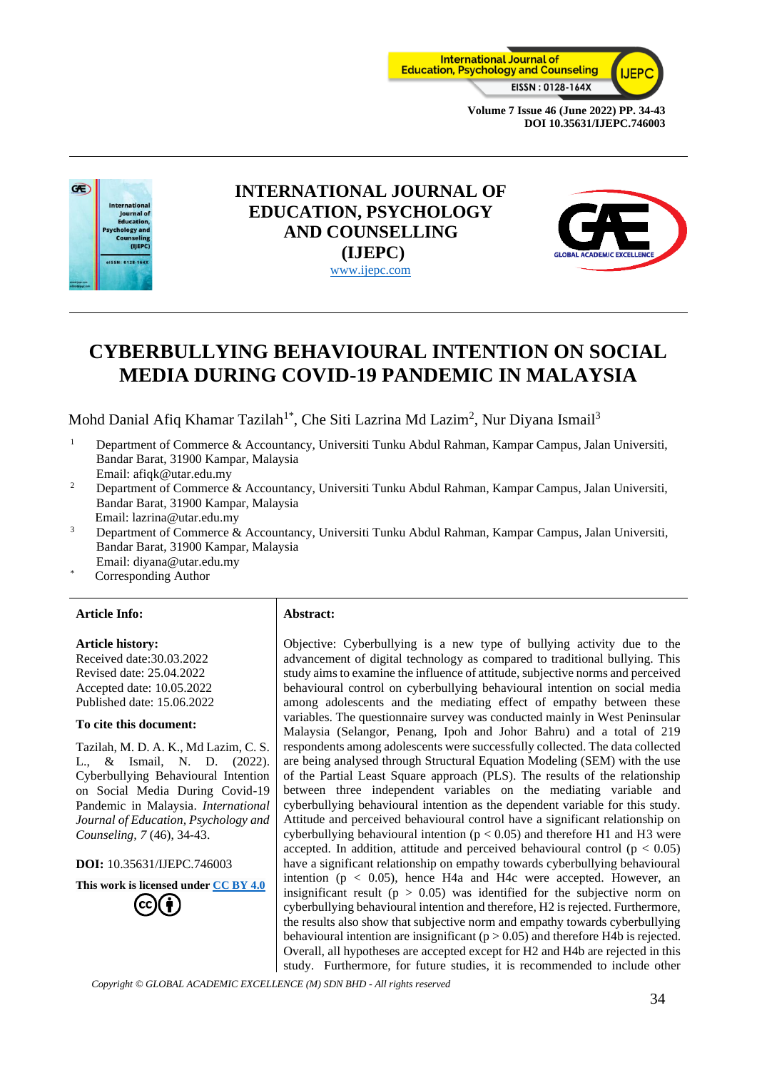# INTERNATIONAL JOURNAL OF EDUCATION, PSYCHOLOGY AND COUNSELLING (IJEPC)

www.ijepc.com

# CYBERBULLYING BEHAVIOURAL INTENTION ON SOCIAL MEDIA DURING COVID-19 PANDEMIC IN MALAYSIA

Mohd Danial Afiq Khamar Tazilah[1*], Che Siti Lazrina Md Lazim[2], Nur Diyana Ismail[3]

[1] Department of Commerce & Accountancy, Universiti Tunku Abdul Rahman, Kampar Campus, Jalan Universiti, Bandar Barat, 31900 Kampar, Malaysia
Email: afiqk@utar.edu.my

[2] Department of Commerce & Accountancy, Universiti Tunku Abdul Rahman, Kampar Campus, Jalan Universiti, Bandar Barat, 31900 Kampar, Malaysia
Email: lazrina@utar.edu.my

[3] Department of Commerce & Accountancy, Universiti Tunku Abdul Rahman, Kampar Campus, Jalan Universiti, Bandar Barat, 31900 Kampar, Malaysia
Email: diyana@utar.edu.my

[*] Corresponding Author

**Article Info:**

**Article history:**
Received date:30.03.2022
Revised date: 25.04.2022
Accepted date: 10.05.2022
Published date: 15.06.2022

**To cite this document:**

Tazilah, M. D. A. K., Md Lazim, C. S. L., & Ismail, N. D. (2022). Cyberbullying Behavioural Intention on Social Media During Covid-19 Pandemic in Malaysia. *International Journal of Education, Psychology and Counseling*, *7* (46), 34-43.

**DOI:** 10.35631/IJEPC.746003

**This work is licensed under CC BY 4.0**

**Abstract:**

Objective: Cyberbullying is a new type of bullying activity due to the advancement of digital technology as compared to traditional bullying. This study aims to examine the influence of attitude, subjective norms and perceived behavioural control on cyberbullying behavioural intention on social media among adolescents and the mediating effect of empathy between these variables. The questionnaire survey was conducted mainly in West Peninsular Malaysia (Selangor, Penang, Ipoh and Johor Bahru) and a total of 219 respondents among adolescents were successfully collected. The data collected are being analysed through Structural Equation Modeling (SEM) with the use of the Partial Least Square approach (PLS). The results of the relationship between three independent variables on the mediating variable and cyberbullying behavioural intention as the dependent variable for this study. Attitude and perceived behavioural control have a significant relationship on cyberbullying behavioural intention ($p < 0.05$) and therefore H1 and H3 were accepted. In addition, attitude and perceived behavioural control ($p < 0.05$) have a significant relationship on empathy towards cyberbullying behavioural intention ($p < 0.05$), hence H4a and H4c were accepted. However, an insignificant result ($p > 0.05$) was identified for the subjective norm on cyberbullying behavioural intention and therefore, H2 is rejected. Furthermore, the results also show that subjective norm and empathy towards cyberbullying behavioural intention are insignificant ($p > 0.05$) and therefore H4b is rejected. Overall, all hypotheses are accepted except for H2 and H4b are rejected in this study. Furthermore, for future studies, it is recommended to include other

*Copyright © GLOBAL ACADEMIC EXCELLENCE (M) SDN BHD - All rights reserved*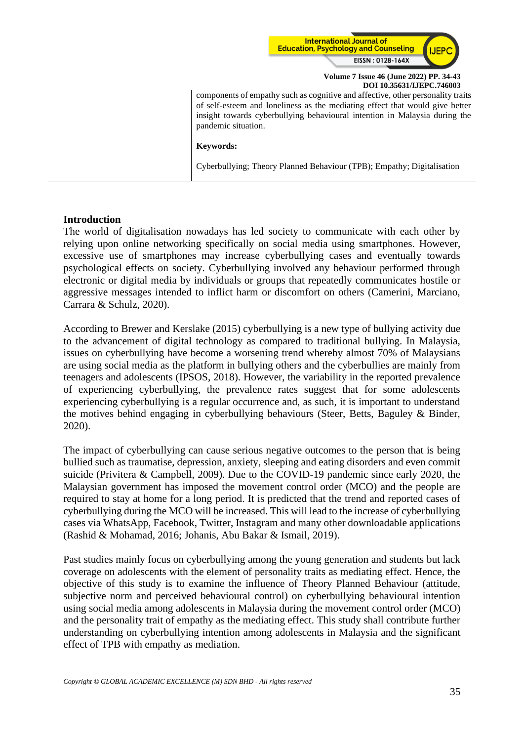components of empathy such as cognitive and affective, other personality traits of self-esteem and loneliness as the mediating effect that would give better insight towards cyberbullying behavioural intention in Malaysia during the pandemic situation.

**Keywords:**

Cyberbullying; Theory Planned Behaviour (TPB); Empathy; Digitalisation

## Introduction

The world of digitalisation nowadays has led society to communicate with each other by relying upon online networking specifically on social media using smartphones. However, excessive use of smartphones may increase cyberbullying cases and eventually towards psychological effects on society. Cyberbullying involved any behaviour performed through electronic or digital media by individuals or groups that repeatedly communicates hostile or aggressive messages intended to inflict harm or discomfort on others (Camerini, Marciano, Carrara & Schulz, 2020).

According to Brewer and Kerslake (2015) cyberbullying is a new type of bullying activity due to the advancement of digital technology as compared to traditional bullying. In Malaysia, issues on cyberbullying have become a worsening trend whereby almost 70% of Malaysians are using social media as the platform in bullying others and the cyberbullies are mainly from teenagers and adolescents (IPSOS, 2018). However, the variability in the reported prevalence of experiencing cyberbullying, the prevalence rates suggest that for some adolescents experiencing cyberbullying is a regular occurrence and, as such, it is important to understand the motives behind engaging in cyberbullying behaviours (Steer, Betts, Baguley & Binder, 2020).

The impact of cyberbullying can cause serious negative outcomes to the person that is being bullied such as traumatise, depression, anxiety, sleeping and eating disorders and even commit suicide (Privitera & Campbell, 2009). Due to the COVID-19 pandemic since early 2020, the Malaysian government has imposed the movement control order (MCO) and the people are required to stay at home for a long period. It is predicted that the trend and reported cases of cyberbullying during the MCO will be increased. This will lead to the increase of cyberbullying cases via WhatsApp, Facebook, Twitter, Instagram and many other downloadable applications (Rashid & Mohamad, 2016; Johanis, Abu Bakar & Ismail, 2019).

Past studies mainly focus on cyberbullying among the young generation and students but lack coverage on adolescents with the element of personality traits as mediating effect. Hence, the objective of this study is to examine the influence of Theory Planned Behaviour (attitude, subjective norm and perceived behavioural control) on cyberbullying behavioural intention using social media among adolescents in Malaysia during the movement control order (MCO) and the personality trait of empathy as the mediating effect. This study shall contribute further understanding on cyberbullying intention among adolescents in Malaysia and the significant effect of TPB with empathy as mediation.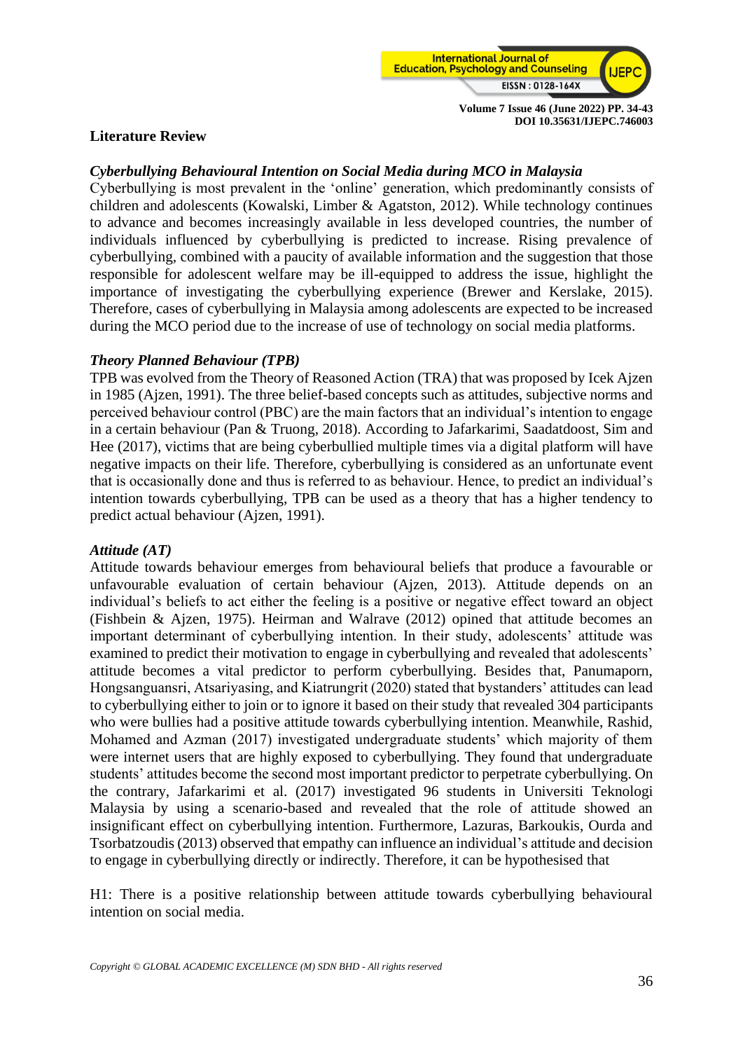## Literature Review

### *Cyberbullying Behavioural Intention on Social Media during MCO in Malaysia*

Cyberbullying is most prevalent in the 'online' generation, which predominantly consists of children and adolescents (Kowalski, Limber & Agatston, 2012). While technology continues to advance and becomes increasingly available in less developed countries, the number of individuals influenced by cyberbullying is predicted to increase. Rising prevalence of cyberbullying, combined with a paucity of available information and the suggestion that those responsible for adolescent welfare may be ill-equipped to address the issue, highlight the importance of investigating the cyberbullying experience (Brewer and Kerslake, 2015). Therefore, cases of cyberbullying in Malaysia among adolescents are expected to be increased during the MCO period due to the increase of use of technology on social media platforms.

### *Theory Planned Behaviour (TPB)*

TPB was evolved from the Theory of Reasoned Action (TRA) that was proposed by Icek Ajzen in 1985 (Ajzen, 1991). The three belief-based concepts such as attitudes, subjective norms and perceived behaviour control (PBC) are the main factors that an individual's intention to engage in a certain behaviour (Pan & Truong, 2018). According to Jafarkarimi, Saadatdoost, Sim and Hee (2017), victims that are being cyberbullied multiple times via a digital platform will have negative impacts on their life. Therefore, cyberbullying is considered as an unfortunate event that is occasionally done and thus is referred to as behaviour. Hence, to predict an individual's intention towards cyberbullying, TPB can be used as a theory that has a higher tendency to predict actual behaviour (Ajzen, 1991).

### *Attitude (AT)*

Attitude towards behaviour emerges from behavioural beliefs that produce a favourable or unfavourable evaluation of certain behaviour (Ajzen, 2013). Attitude depends on an individual's beliefs to act either the feeling is a positive or negative effect toward an object (Fishbein & Ajzen, 1975). Heirman and Walrave (2012) opined that attitude becomes an important determinant of cyberbullying intention. In their study, adolescents' attitude was examined to predict their motivation to engage in cyberbullying and revealed that adolescents' attitude becomes a vital predictor to perform cyberbullying. Besides that, Panumaporn, Hongsanguansri, Atsariyasing, and Kiatrungrit (2020) stated that bystanders' attitudes can lead to cyberbullying either to join or to ignore it based on their study that revealed 304 participants who were bullies had a positive attitude towards cyberbullying intention. Meanwhile, Rashid, Mohamed and Azman (2017) investigated undergraduate students' which majority of them were internet users that are highly exposed to cyberbullying. They found that undergraduate students' attitudes become the second most important predictor to perpetrate cyberbullying. On the contrary, Jafarkarimi et al. (2017) investigated 96 students in Universiti Teknologi Malaysia by using a scenario-based and revealed that the role of attitude showed an insignificant effect on cyberbullying intention. Furthermore, Lazuras, Barkoukis, Ourda and Tsorbatzoudis (2013) observed that empathy can influence an individual's attitude and decision to engage in cyberbullying directly or indirectly. Therefore, it can be hypothesised that

H1: There is a positive relationship between attitude towards cyberbullying behavioural intention on social media.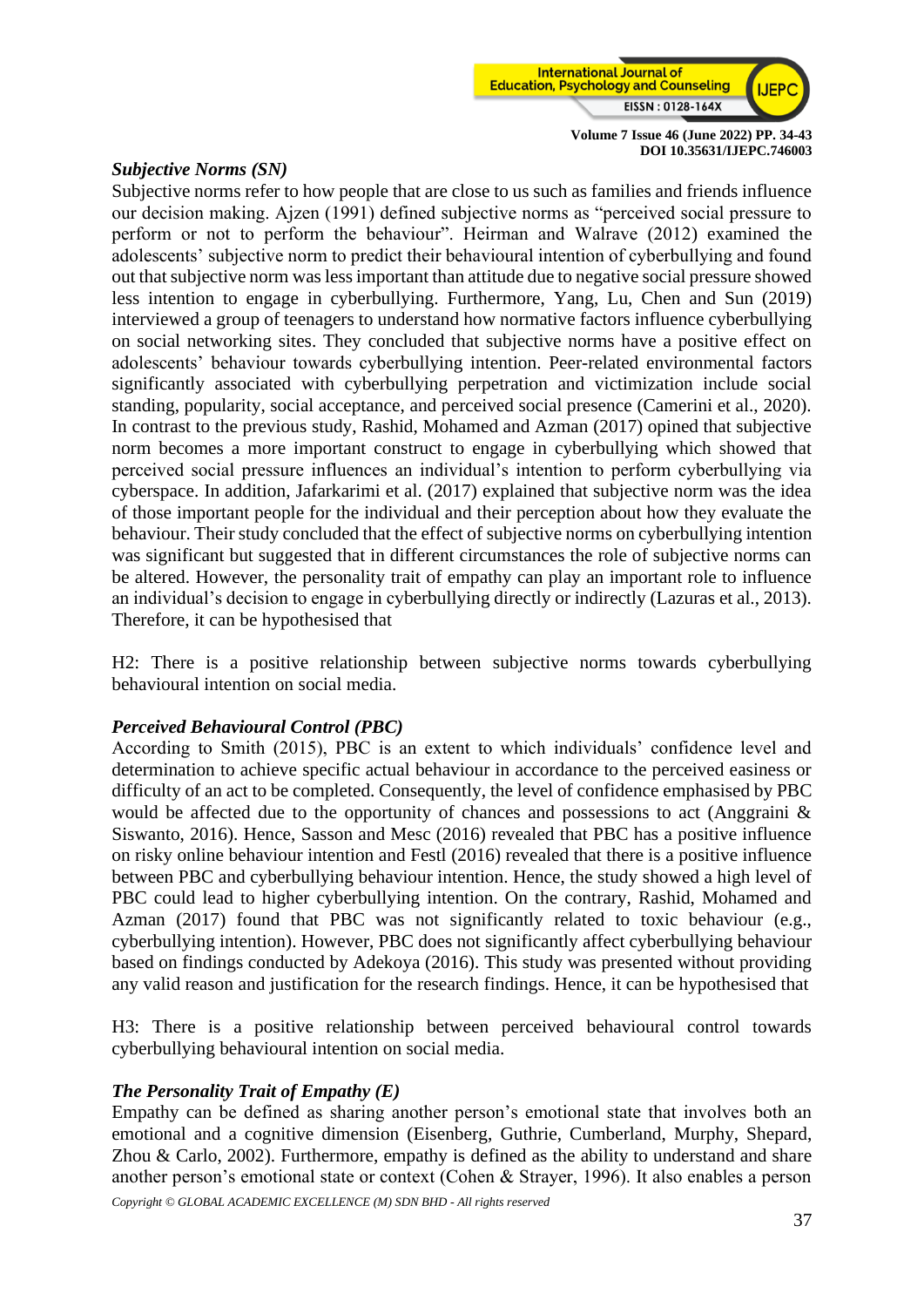***Subjective Norms (SN)***

Subjective norms refer to how people that are close to us such as families and friends influence our decision making. Ajzen (1991) defined subjective norms as "perceived social pressure to perform or not to perform the behaviour". Heirman and Walrave (2012) examined the adolescents' subjective norm to predict their behavioural intention of cyberbullying and found out that subjective norm was less important than attitude due to negative social pressure showed less intention to engage in cyberbullying. Furthermore, Yang, Lu, Chen and Sun (2019) interviewed a group of teenagers to understand how normative factors influence cyberbullying on social networking sites. They concluded that subjective norms have a positive effect on adolescents' behaviour towards cyberbullying intention. Peer-related environmental factors significantly associated with cyberbullying perpetration and victimization include social standing, popularity, social acceptance, and perceived social presence (Camerini et al., 2020). In contrast to the previous study, Rashid, Mohamed and Azman (2017) opined that subjective norm becomes a more important construct to engage in cyberbullying which showed that perceived social pressure influences an individual's intention to perform cyberbullying via cyberspace. In addition, Jafarkarimi et al. (2017) explained that subjective norm was the idea of those important people for the individual and their perception about how they evaluate the behaviour. Their study concluded that the effect of subjective norms on cyberbullying intention was significant but suggested that in different circumstances the role of subjective norms can be altered. However, the personality trait of empathy can play an important role to influence an individual's decision to engage in cyberbullying directly or indirectly (Lazuras et al., 2013). Therefore, it can be hypothesised that

H2: There is a positive relationship between subjective norms towards cyberbullying behavioural intention on social media.

***Perceived Behavioural Control (PBC)***

According to Smith (2015), PBC is an extent to which individuals' confidence level and determination to achieve specific actual behaviour in accordance to the perceived easiness or difficulty of an act to be completed. Consequently, the level of confidence emphasised by PBC would be affected due to the opportunity of chances and possessions to act (Anggraini & Siswanto, 2016). Hence, Sasson and Mesc (2016) revealed that PBC has a positive influence on risky online behaviour intention and Festl (2016) revealed that there is a positive influence between PBC and cyberbullying behaviour intention. Hence, the study showed a high level of PBC could lead to higher cyberbullying intention. On the contrary, Rashid, Mohamed and Azman (2017) found that PBC was not significantly related to toxic behaviour (e.g., cyberbullying intention). However, PBC does not significantly affect cyberbullying behaviour based on findings conducted by Adekoya (2016). This study was presented without providing any valid reason and justification for the research findings. Hence, it can be hypothesised that

H3: There is a positive relationship between perceived behavioural control towards cyberbullying behavioural intention on social media.

***The Personality Trait of Empathy (E)***

Empathy can be defined as sharing another person's emotional state that involves both an emotional and a cognitive dimension (Eisenberg, Guthrie, Cumberland, Murphy, Shepard, Zhou & Carlo, 2002). Furthermore, empathy is defined as the ability to understand and share another person's emotional state or context (Cohen & Strayer, 1996). It also enables a person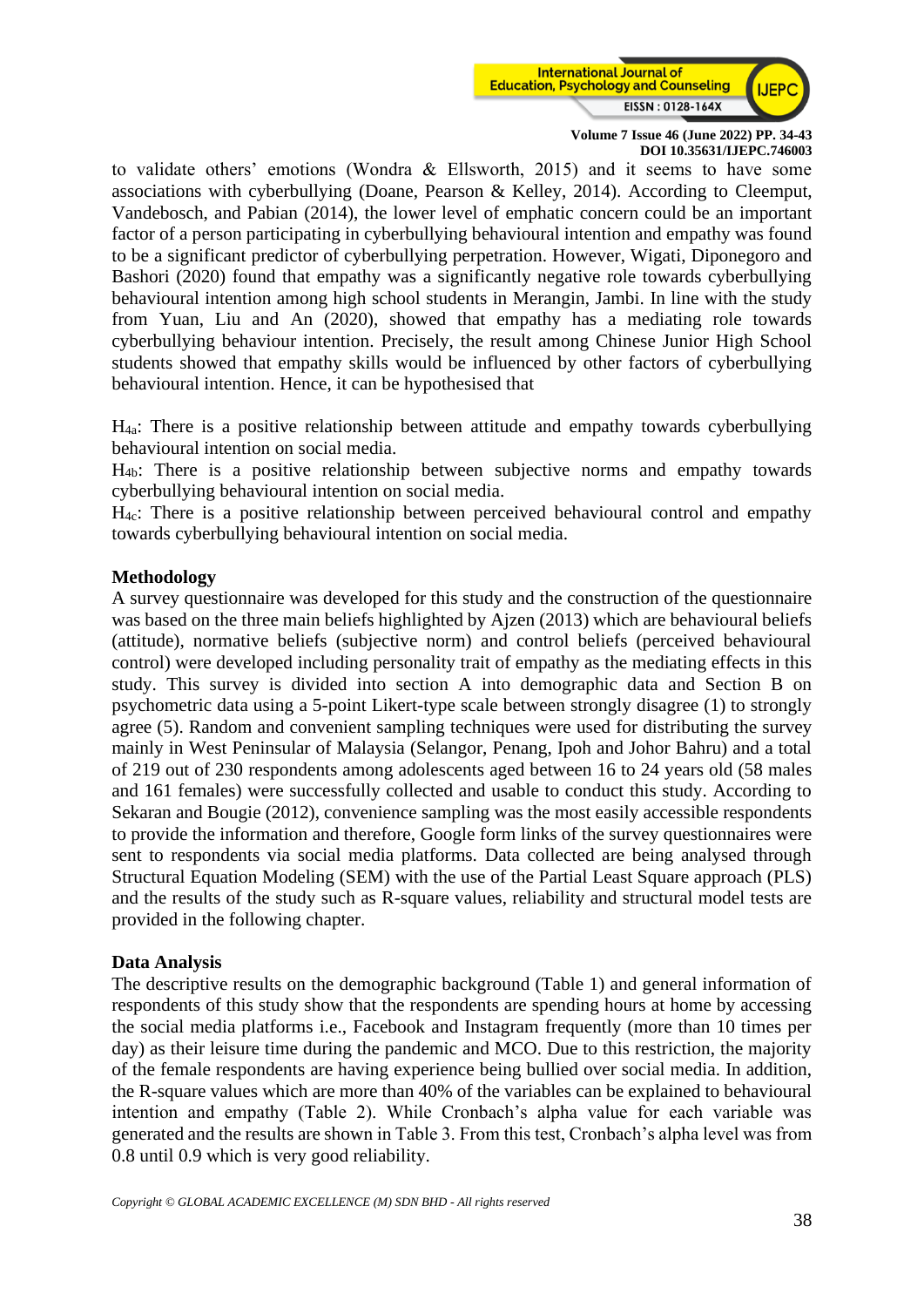to validate others' emotions (Wondra & Ellsworth, 2015) and it seems to have some associations with cyberbullying (Doane, Pearson & Kelley, 2014). According to Cleemput, Vandebosch, and Pabian (2014), the lower level of emphatic concern could be an important factor of a person participating in cyberbullying behavioural intention and empathy was found to be a significant predictor of cyberbullying perpetration. However, Wigati, Diponegoro and Bashori (2020) found that empathy was a significantly negative role towards cyberbullying behavioural intention among high school students in Merangin, Jambi. In line with the study from Yuan, Liu and An (2020), showed that empathy has a mediating role towards cyberbullying behaviour intention. Precisely, the result among Chinese Junior High School students showed that empathy skills would be influenced by other factors of cyberbullying behavioural intention. Hence, it can be hypothesised that

$H_{4a}$: There is a positive relationship between attitude and empathy towards cyberbullying behavioural intention on social media.
$H_{4b}$: There is a positive relationship between subjective norms and empathy towards cyberbullying behavioural intention on social media.
$H_{4c}$: There is a positive relationship between perceived behavioural control and empathy towards cyberbullying behavioural intention on social media.

## Methodology

A survey questionnaire was developed for this study and the construction of the questionnaire was based on the three main beliefs highlighted by Ajzen (2013) which are behavioural beliefs (attitude), normative beliefs (subjective norm) and control beliefs (perceived behavioural control) were developed including personality trait of empathy as the mediating effects in this study. This survey is divided into section A into demographic data and Section B on psychometric data using a 5-point Likert-type scale between strongly disagree (1) to strongly agree (5). Random and convenient sampling techniques were used for distributing the survey mainly in West Peninsular of Malaysia (Selangor, Penang, Ipoh and Johor Bahru) and a total of 219 out of 230 respondents among adolescents aged between 16 to 24 years old (58 males and 161 females) were successfully collected and usable to conduct this study. According to Sekaran and Bougie (2012), convenience sampling was the most easily accessible respondents to provide the information and therefore, Google form links of the survey questionnaires were sent to respondents via social media platforms. Data collected are being analysed through Structural Equation Modeling (SEM) with the use of the Partial Least Square approach (PLS) and the results of the study such as R-square values, reliability and structural model tests are provided in the following chapter.

## Data Analysis

The descriptive results on the demographic background (Table 1) and general information of respondents of this study show that the respondents are spending hours at home by accessing the social media platforms i.e., Facebook and Instagram frequently (more than 10 times per day) as their leisure time during the pandemic and MCO. Due to this restriction, the majority of the female respondents are having experience being bullied over social media. In addition, the R-square values which are more than 40% of the variables can be explained to behavioural intention and empathy (Table 2). While Cronbach's alpha value for each variable was generated and the results are shown in Table 3. From this test, Cronbach's alpha level was from 0.8 until 0.9 which is very good reliability.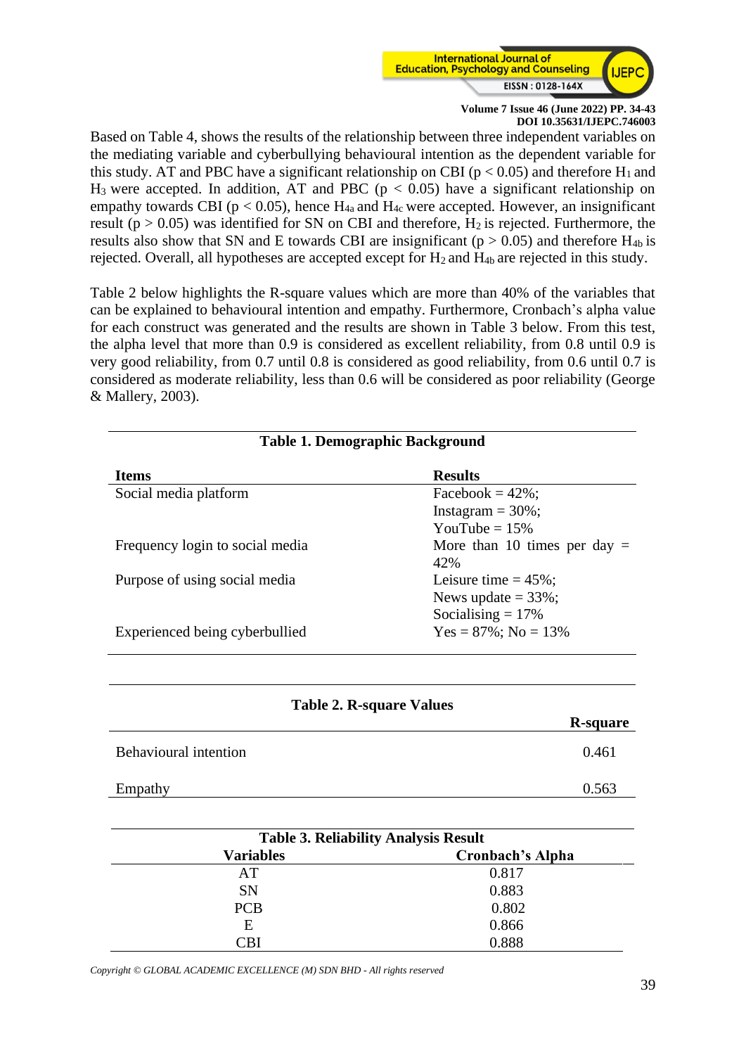Based on Table 4, shows the results of the relationship between three independent variables on the mediating variable and cyberbullying behavioural intention as the dependent variable for this study. AT and PBC have a significant relationship on CBI ($p < 0.05$) and therefore $H_1$ and $H_3$ were accepted. In addition, AT and PBC ($p < 0.05$) have a significant relationship on empathy towards CBI ($p < 0.05$), hence $H_{4a}$ and $H_{4c}$ were accepted. However, an insignificant result ($p > 0.05$) was identified for SN on CBI and therefore, $H_2$ is rejected. Furthermore, the results also show that SN and E towards CBI are insignificant ($p > 0.05$) and therefore $H_{4b}$ is rejected. Overall, all hypotheses are accepted except for $H_2$ and $H_{4b}$ are rejected in this study.

Table 2 below highlights the R-square values which are more than 40% of the variables that can be explained to behavioural intention and empathy. Furthermore, Cronbach's alpha value for each construct was generated and the results are shown in Table 3 below. From this test, the alpha level that more than 0.9 is considered as excellent reliability, from 0.8 until 0.9 is very good reliability, from 0.7 until 0.8 is considered as good reliability, from 0.6 until 0.7 is considered as moderate reliability, less than 0.6 will be considered as poor reliability (George & Mallery, 2003).

**Table 1. Demographic Background**

| Items | Results |
|---|---|
| Social media platform | Facebook = 42%; Instagram = 30%; YouTube = 15% |
| Frequency login to social media | More than 10 times per day = 42% |
| Purpose of using social media | Leisure time = 45%; News update = 33%; Socialising = 17% |
| Experienced being cyberbullied | Yes = 87%; No = 13% |

**Table 2. R-square Values**

| | R-square |
|---|---|
| Behavioural intention | 0.461 |
| Empathy | 0.563 |

**Table 3. Reliability Analysis Result**

| Variables | Cronbach's Alpha |
|---|---|
| AT | 0.817 |
| SN | 0.883 |
| PCB | 0.802 |
| E | 0.866 |
| CBI | 0.888 |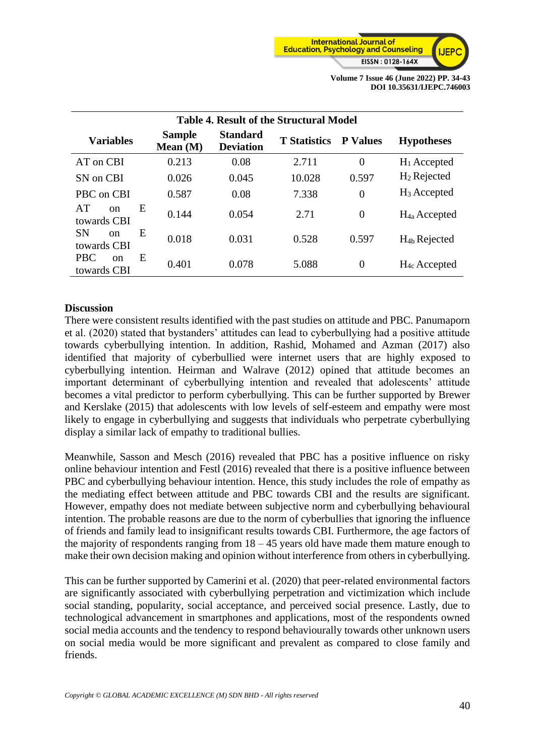**Table 4. Result of the Structural Model**

| Variables | Sample Mean (M) | Standard Deviation | T Statistics | P Values | Hypotheses |
|---|---|---|---|---|---|
| AT on CBI | 0.213 | 0.08 | 2.711 | 0 | $H_1$ Accepted |
| SN on CBI | 0.026 | 0.045 | 10.028 | 0.597 | $H_2$ Rejected |
| PBC on CBI | 0.587 | 0.08 | 7.338 | 0 | $H_3$ Accepted |
| AT on E towards CBI | 0.144 | 0.054 | 2.71 | 0 | $H_{4a}$ Accepted |
| SN on E towards CBI | 0.018 | 0.031 | 0.528 | 0.597 | $H_{4b}$ Rejected |
| PBC on E towards CBI | 0.401 | 0.078 | 5.088 | 0 | $H_{4c}$ Accepted |

## Discussion

There were consistent results identified with the past studies on attitude and PBC. Panumaporn et al. (2020) stated that bystanders' attitudes can lead to cyberbullying had a positive attitude towards cyberbullying intention. In addition, Rashid, Mohamed and Azman (2017) also identified that majority of cyberbullied were internet users that are highly exposed to cyberbullying intention. Heirman and Walrave (2012) opined that attitude becomes an important determinant of cyberbullying intention and revealed that adolescents' attitude becomes a vital predictor to perform cyberbullying. This can be further supported by Brewer and Kerslake (2015) that adolescents with low levels of self-esteem and empathy were most likely to engage in cyberbullying and suggests that individuals who perpetrate cyberbullying display a similar lack of empathy to traditional bullies.

Meanwhile, Sasson and Mesch (2016) revealed that PBC has a positive influence on risky online behaviour intention and Festl (2016) revealed that there is a positive influence between PBC and cyberbullying behaviour intention. Hence, this study includes the role of empathy as the mediating effect between attitude and PBC towards CBI and the results are significant. However, empathy does not mediate between subjective norm and cyberbullying behavioural intention. The probable reasons are due to the norm of cyberbullies that ignoring the influence of friends and family lead to insignificant results towards CBI. Furthermore, the age factors of the majority of respondents ranging from 18 – 45 years old have made them mature enough to make their own decision making and opinion without interference from others in cyberbullying.

This can be further supported by Camerini et al. (2020) that peer-related environmental factors are significantly associated with cyberbullying perpetration and victimization which include social standing, popularity, social acceptance, and perceived social presence. Lastly, due to technological advancement in smartphones and applications, most of the respondents owned social media accounts and the tendency to respond behaviourally towards other unknown users on social media would be more significant and prevalent as compared to close family and friends.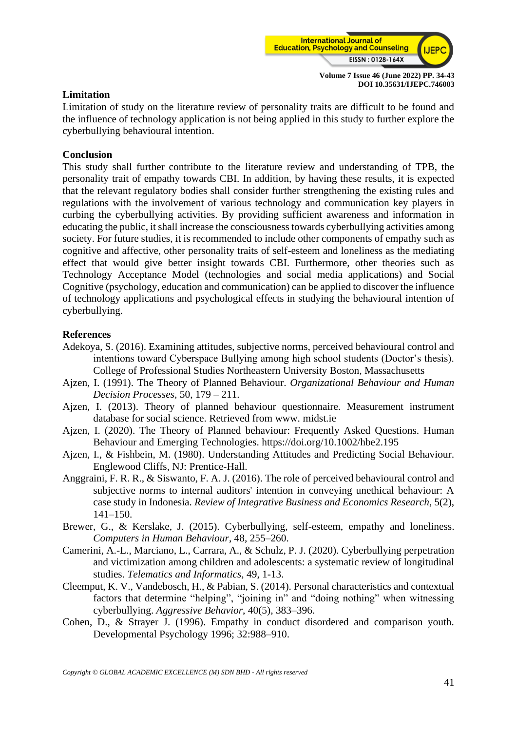## Limitation

Limitation of study on the literature review of personality traits are difficult to be found and the influence of technology application is not being applied in this study to further explore the cyberbullying behavioural intention.

## Conclusion

This study shall further contribute to the literature review and understanding of TPB, the personality trait of empathy towards CBI. In addition, by having these results, it is expected that the relevant regulatory bodies shall consider further strengthening the existing rules and regulations with the involvement of various technology and communication key players in curbing the cyberbullying activities. By providing sufficient awareness and information in educating the public, it shall increase the consciousness towards cyberbullying activities among society. For future studies, it is recommended to include other components of empathy such as cognitive and affective, other personality traits of self-esteem and loneliness as the mediating effect that would give better insight towards CBI. Furthermore, other theories such as Technology Acceptance Model (technologies and social media applications) and Social Cognitive (psychology, education and communication) can be applied to discover the influence of technology applications and psychological effects in studying the behavioural intention of cyberbullying.

## References

Adekoya, S. (2016). Examining attitudes, subjective norms, perceived behavioural control and intentions toward Cyberspace Bullying among high school students (Doctor's thesis). College of Professional Studies Northeastern University Boston, Massachusetts

Ajzen, I. (1991). The Theory of Planned Behaviour. *Organizational Behaviour and Human Decision Processes*, 50, 179 – 211.

Ajzen, I. (2013). Theory of planned behaviour questionnaire. Measurement instrument database for social science. Retrieved from www. midst.ie

Ajzen, I. (2020). The Theory of Planned behaviour: Frequently Asked Questions. Human Behaviour and Emerging Technologies. https://doi.org/10.1002/hbe2.195

Ajzen, I., & Fishbein, M. (1980). Understanding Attitudes and Predicting Social Behaviour. Englewood Cliffs, NJ: Prentice-Hall.

Anggraini, F. R. R., & Siswanto, F. A. J. (2016). The role of perceived behavioural control and subjective norms to internal auditors' intention in conveying unethical behaviour: A case study in Indonesia. *Review of Integrative Business and Economics Research*, 5(2), 141–150.

Brewer, G., & Kerslake, J. (2015). Cyberbullying, self-esteem, empathy and loneliness. *Computers in Human Behaviour*, 48, 255–260.

Camerini, A.-L., Marciano, L., Carrara, A., & Schulz, P. J. (2020). Cyberbullying perpetration and victimization among children and adolescents: a systematic review of longitudinal studies. *Telematics and Informatics,* 49, 1-13.

Cleemput, K. V., Vandebosch, H., & Pabian, S. (2014). Personal characteristics and contextual factors that determine "helping", "joining in" and "doing nothing" when witnessing cyberbullying. *Aggressive Behavior*, 40(5), 383–396.

Cohen, D., & Strayer J. (1996). Empathy in conduct disordered and comparison youth. Developmental Psychology 1996; 32:988–910.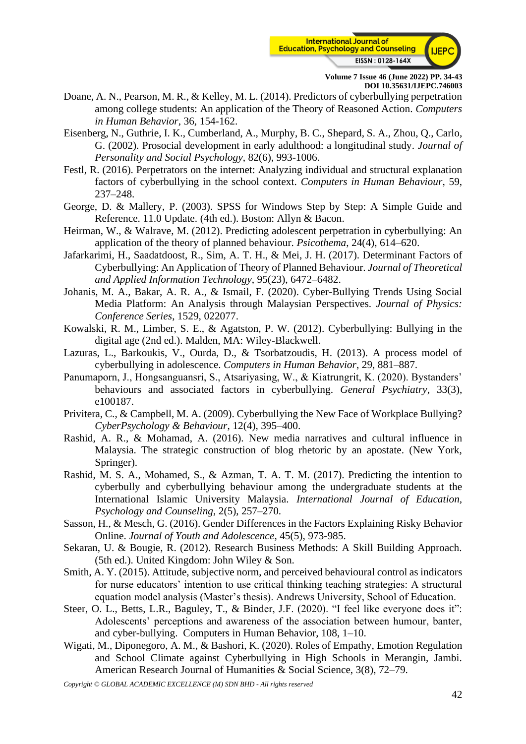Doane, A. N., Pearson, M. R., & Kelley, M. L. (2014). Predictors of cyberbullying perpetration among college students: An application of the Theory of Reasoned Action. *Computers in Human Behavior*, 36, 154-162.

Eisenberg, N., Guthrie, I. K., Cumberland, A., Murphy, B. C., Shepard, S. A., Zhou, Q., Carlo, G. (2002). Prosocial development in early adulthood: a longitudinal study. *Journal of Personality and Social Psychology*, 82(6), 993-1006.

Festl, R. (2016). Perpetrators on the internet: Analyzing individual and structural explanation factors of cyberbullying in the school context. *Computers in Human Behaviour*, 59, 237–248.

George, D. & Mallery, P. (2003). SPSS for Windows Step by Step: A Simple Guide and Reference. 11.0 Update. (4th ed.). Boston: Allyn & Bacon.

Heirman, W., & Walrave, M. (2012). Predicting adolescent perpetration in cyberbullying: An application of the theory of planned behaviour. *Psicothema*, 24(4), 614–620.

Jafarkarimi, H., Saadatdoost, R., Sim, A. T. H., & Mei, J. H. (2017). Determinant Factors of Cyberbullying: An Application of Theory of Planned Behaviour. *Journal of Theoretical and Applied Information Technology*, 95(23), 6472–6482.

Johanis, M. A., Bakar, A. R. A., & Ismail, F. (2020). Cyber-Bullying Trends Using Social Media Platform: An Analysis through Malaysian Perspectives. *Journal of Physics: Conference Series*, 1529, 022077.

Kowalski, R. M., Limber, S. E., & Agatston, P. W. (2012). Cyberbullying: Bullying in the digital age (2nd ed.). Malden, MA: Wiley-Blackwell.

Lazuras, L., Barkoukis, V., Ourda, D., & Tsorbatzoudis, H. (2013). A process model of cyberbullying in adolescence. *Computers in Human Behavior*, 29, 881–887.

Panumaporn, J., Hongsanguansri, S., Atsariyasing, W., & Kiatrungrit, K. (2020). Bystanders' behaviours and associated factors in cyberbullying. *General Psychiatry*, 33(3), e100187.

Privitera, C., & Campbell, M. A. (2009). Cyberbullying the New Face of Workplace Bullying? *CyberPsychology & Behaviour*, 12(4), 395–400.

Rashid, A. R., & Mohamad, A. (2016). New media narratives and cultural influence in Malaysia. The strategic construction of blog rhetoric by an apostate. (New York, Springer).

Rashid, M. S. A., Mohamed, S., & Azman, T. A. T. M. (2017). Predicting the intention to cyberbully and cyberbullying behaviour among the undergraduate students at the International Islamic University Malaysia. *International Journal of Education, Psychology and Counseling*, 2(5), 257–270.

Sasson, H., & Mesch, G. (2016). Gender Differences in the Factors Explaining Risky Behavior Online. *Journal of Youth and Adolescence*, 45(5), 973-985.

Sekaran, U. & Bougie, R. (2012). Research Business Methods: A Skill Building Approach. (5th ed.). United Kingdom: John Wiley & Son.

Smith, A. Y. (2015). Attitude, subjective norm, and perceived behavioural control as indicators for nurse educators' intention to use critical thinking teaching strategies: A structural equation model analysis (Master's thesis). Andrews University, School of Education.

Steer, O. L., Betts, L.R., Baguley, T., & Binder, J.F. (2020). "I feel like everyone does it": Adolescents' perceptions and awareness of the association between humour, banter, and cyber-bullying. Computers in Human Behavior, 108, 1–10.

Wigati, M., Diponegoro, A. M., & Bashori, K. (2020). Roles of Empathy, Emotion Regulation and School Climate against Cyberbullying in High Schools in Merangin, Jambi. American Research Journal of Humanities & Social Science, 3(8), 72–79.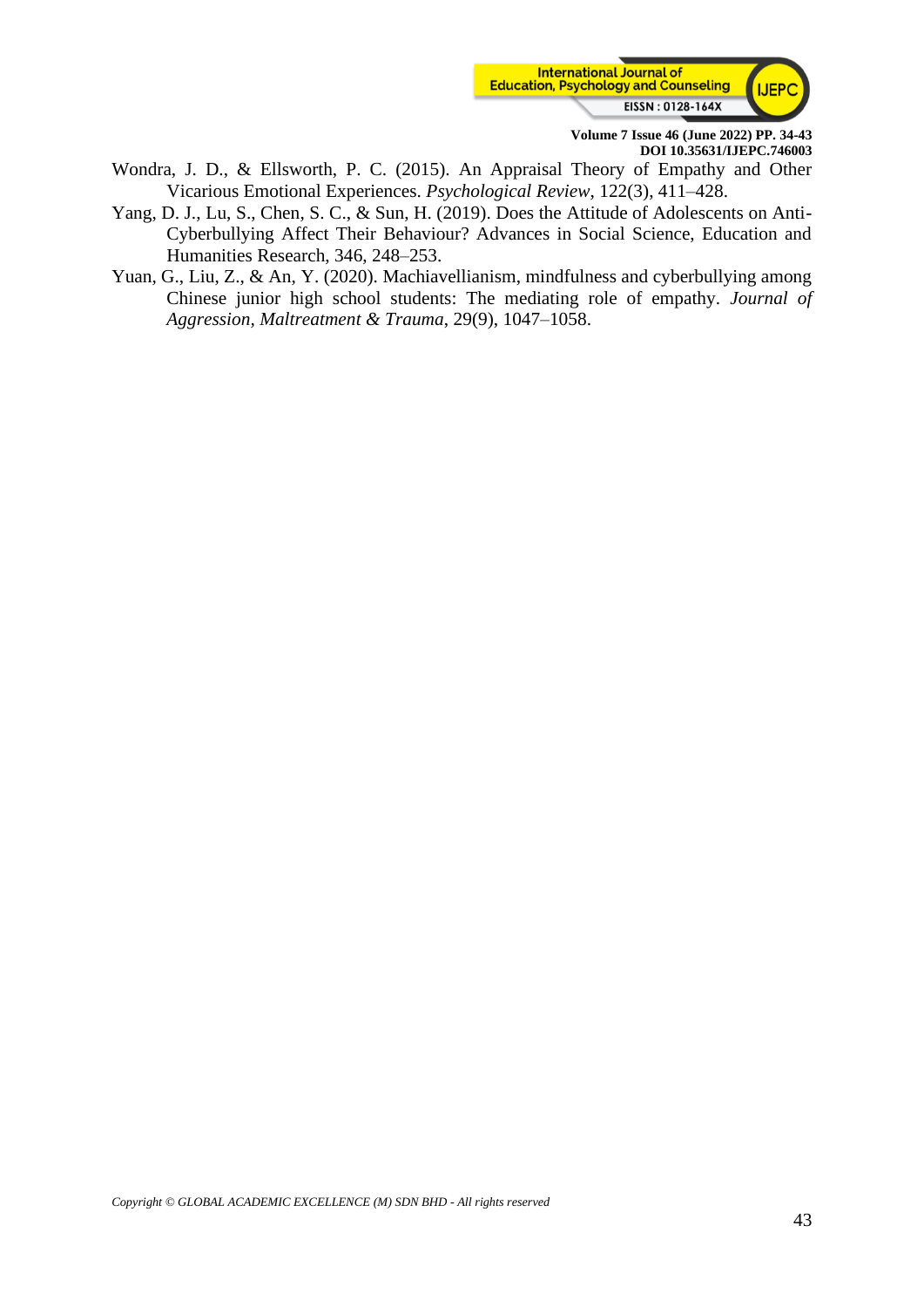Wondra, J. D., & Ellsworth, P. C. (2015). An Appraisal Theory of Empathy and Other Vicarious Emotional Experiences. *Psychological Review*, 122(3), 411–428.

Yang, D. J., Lu, S., Chen, S. C., & Sun, H. (2019). Does the Attitude of Adolescents on Anti-Cyberbullying Affect Their Behaviour? Advances in Social Science, Education and Humanities Research, 346, 248–253.

Yuan, G., Liu, Z., & An, Y. (2020). Machiavellianism, mindfulness and cyberbullying among Chinese junior high school students: The mediating role of empathy. *Journal of Aggression, Maltreatment & Trauma*, 29(9), 1047–1058.